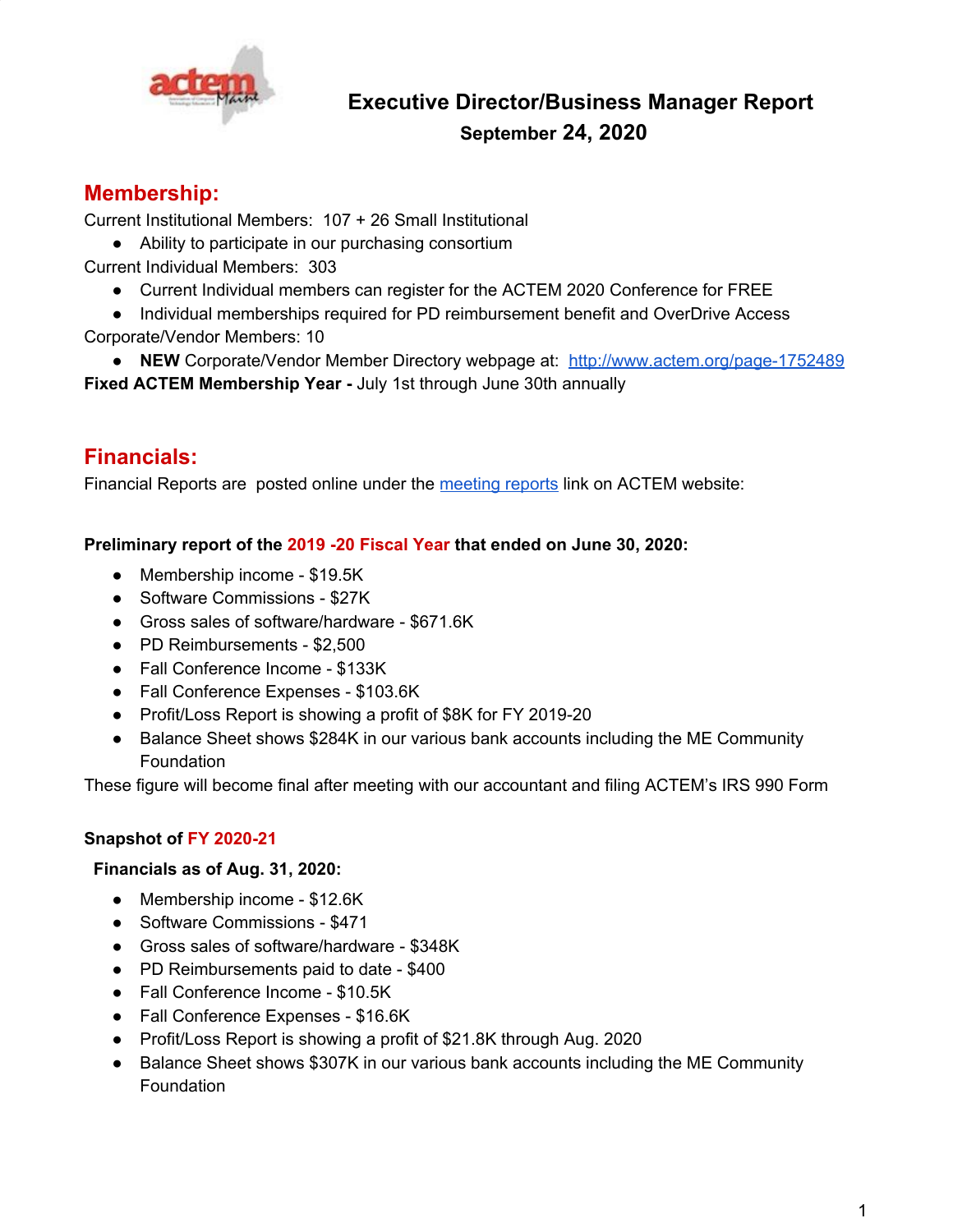# Executive Director/Business Manager Report

**September 24, 2020**

## Membership:

Current Institutional Members: 107 + 26 Small Institutional

- Ability to participate in our purchasing consortium

Current Individual Members: 303

- Current Individual members can register for the ACTEM 2020 Conference for FREE
- Individual memberships required for PD reimbursement benefit and OverDrive Access

Corporate/Vendor Members: 10

- **NEW** Corporate/Vendor Member Directory webpage at: [http://www.actem.org/page-1752489](http://www.actem.org/page-1752489)

**Fixed ACTEM Membership Year -** July 1st through June 30th annually

## Financials:

Financial Reports are posted online under the [meeting reports](#) link on ACTEM website:

**Preliminary report of the 2019 -20 Fiscal Year that ended on June 30, 2020:**

- Membership income - $19.5K
- Software Commissions - $27K
- Gross sales of software/hardware - $671.6K
- PD Reimbursements - $2,500
- Fall Conference Income - $133K
- Fall Conference Expenses - $103.6K
- Profit/Loss Report is showing a profit of $8K for FY 2019-20
- Balance Sheet shows $284K in our various bank accounts including the ME Community Foundation

These figure will become final after meeting with our accountant and filing ACTEM's IRS 990 Form

**Snapshot of FY 2020-21**

**Financials as of Aug. 31, 2020:**

- Membership income - $12.6K
- Software Commissions - $471
- Gross sales of software/hardware - $348K
- PD Reimbursements paid to date - $400
- Fall Conference Income - $10.5K
- Fall Conference Expenses - $16.6K
- Profit/Loss Report is showing a profit of $21.8K through Aug. 2020
- Balance Sheet shows $307K in our various bank accounts including the ME Community Foundation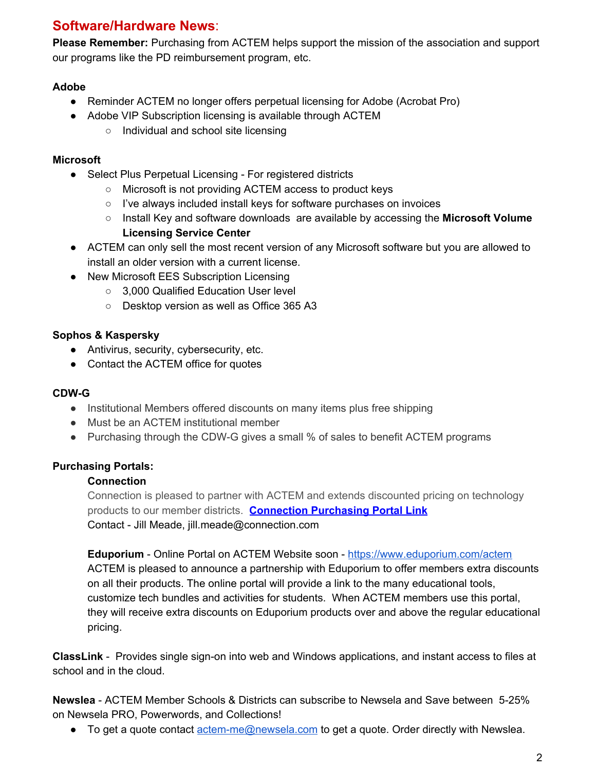## Software/Hardware News:

**Please Remember:** Purchasing from ACTEM helps support the mission of the association and support our programs like the PD reimbursement program, etc.

**Adobe**

- Reminder ACTEM no longer offers perpetual licensing for Adobe (Acrobat Pro)
- Adobe VIP Subscription licensing is available through ACTEM
    - Individual and school site licensing

**Microsoft**

- Select Plus Perpetual Licensing - For registered districts
    - Microsoft is not providing ACTEM access to product keys
    - I've always included install keys for software purchases on invoices
    - Install Key and software downloads are available by accessing the **Microsoft Volume Licensing Service Center**
- ACTEM can only sell the most recent version of any Microsoft software but you are allowed to install an older version with a current license.
- New Microsoft EES Subscription Licensing
    - 3,000 Qualified Education User level
    - Desktop version as well as Office 365 A3

**Sophos & Kaspersky**

- Antivirus, security, cybersecurity, etc.
- Contact the ACTEM office for quotes

**CDW-G**

- Institutional Members offered discounts on many items plus free shipping
- Must be an ACTEM institutional member
- Purchasing through the CDW-G gives a small % of sales to benefit ACTEM programs

**Purchasing Portals:**

**Connection**
Connection is pleased to partner with ACTEM and extends discounted pricing on technology products to our member districts. **Connection Purchasing Portal Link**
Contact - Jill Meade, jill.meade@connection.com

**Eduporium** - Online Portal on ACTEM Website soon - https://www.eduporium.com/actem
ACTEM is pleased to announce a partnership with Eduporium to offer members extra discounts on all their products. The online portal will provide a link to the many educational tools, customize tech bundles and activities for students. When ACTEM members use this portal, they will receive extra discounts on Eduporium products over and above the regular educational pricing.

**ClassLink** - Provides single sign-on into web and Windows applications, and instant access to files at school and in the cloud.

**Newslea** - ACTEM Member Schools & Districts can subscribe to Newsela and Save between 5-25% on Newsela PRO, Powerwords, and Collections!

- To get a quote contact actem-me@newsela.com to get a quote. Order directly with Newslea.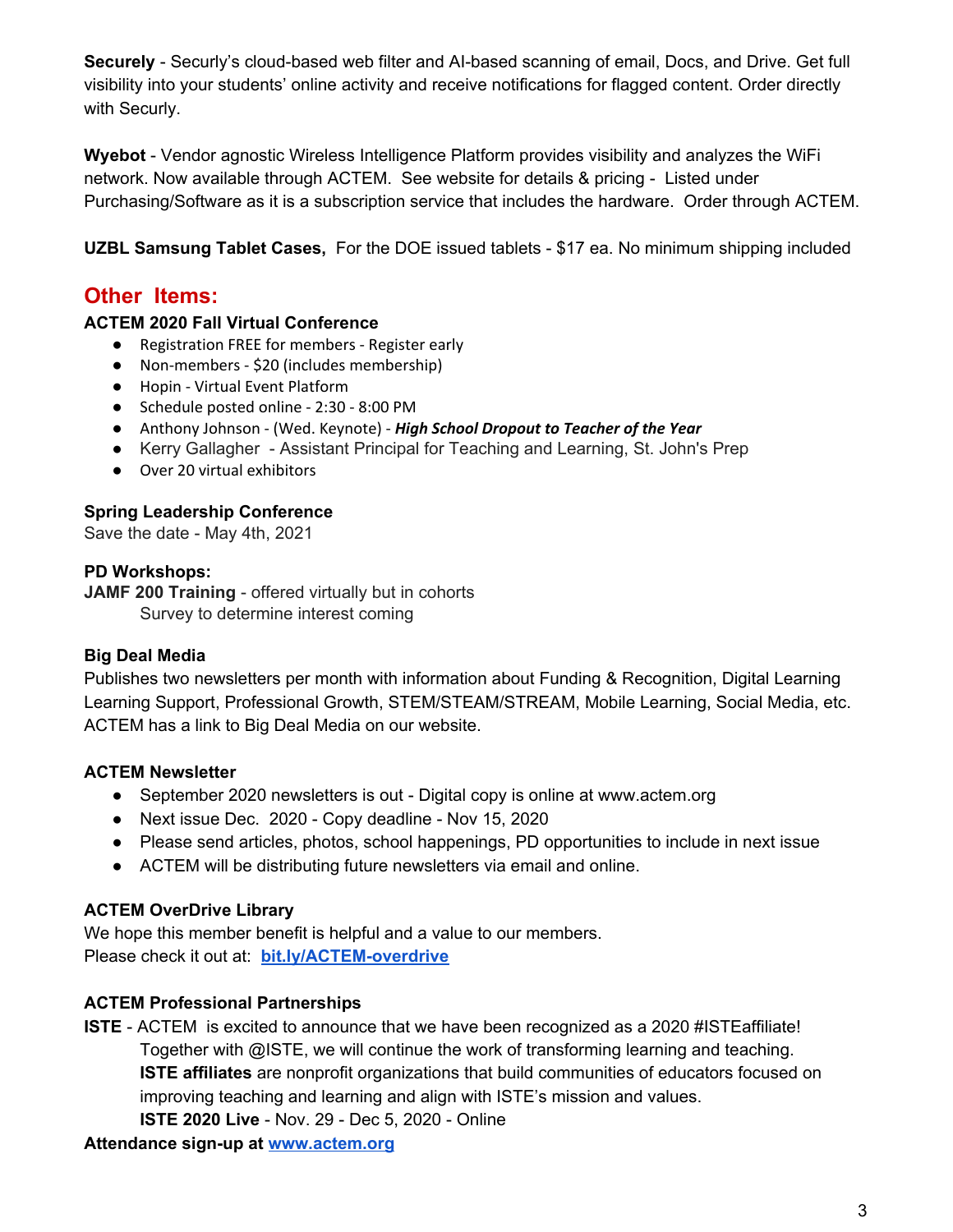**Securely** - Securly's cloud-based web filter and AI-based scanning of email, Docs, and Drive. Get full visibility into your students' online activity and receive notifications for flagged content. Order directly with Securly.

**Wyebot** - Vendor agnostic Wireless Intelligence Platform provides visibility and analyzes the WiFi network. Now available through ACTEM. See website for details & pricing - Listed under Purchasing/Software as it is a subscription service that includes the hardware. Order through ACTEM.

**UZBL Samsung Tablet Cases,** For the DOE issued tablets - $17 ea. No minimum shipping included

## Other Items:

**ACTEM 2020 Fall Virtual Conference**

- Registration FREE for members - Register early
- Non-members - $20 (includes membership)
- Hopin - Virtual Event Platform
- Schedule posted online - 2:30 - 8:00 PM
- Anthony Johnson - (Wed. Keynote) - ***High School Dropout to Teacher of the Year***
- Kerry Gallagher - Assistant Principal for Teaching and Learning, St. John's Prep
- Over 20 virtual exhibitors

**Spring Leadership Conference**
Save the date - May 4th, 2021

**PD Workshops:**
**JAMF 200 Training** - offered virtually but in cohorts
Survey to determine interest coming

**Big Deal Media**
Publishes two newsletters per month with information about Funding & Recognition, Digital Learning Learning Support, Professional Growth, STEM/STEAM/STREAM, Mobile Learning, Social Media, etc. ACTEM has a link to Big Deal Media on our website.

**ACTEM Newsletter**

- September 2020 newsletters is out - Digital copy is online at www.actem.org
- Next issue Dec. 2020 - Copy deadline - Nov 15, 2020
- Please send articles, photos, school happenings, PD opportunities to include in next issue
- ACTEM will be distributing future newsletters via email and online.

**ACTEM OverDrive Library**
We hope this member benefit is helpful and a value to our members.
Please check it out at: **bit.ly/ACTEM-overdrive**

**ACTEM Professional Partnerships**
**ISTE** - ACTEM is excited to announce that we have been recognized as a 2020 #ISTEaffiliate! Together with @ISTE, we will continue the work of transforming learning and teaching. **ISTE affiliates** are nonprofit organizations that build communities of educators focused on improving teaching and learning and align with ISTE's mission and values.
**ISTE 2020 Live** - Nov. 29 - Dec 5, 2020 - Online
**Attendance sign-up at www.actem.org**